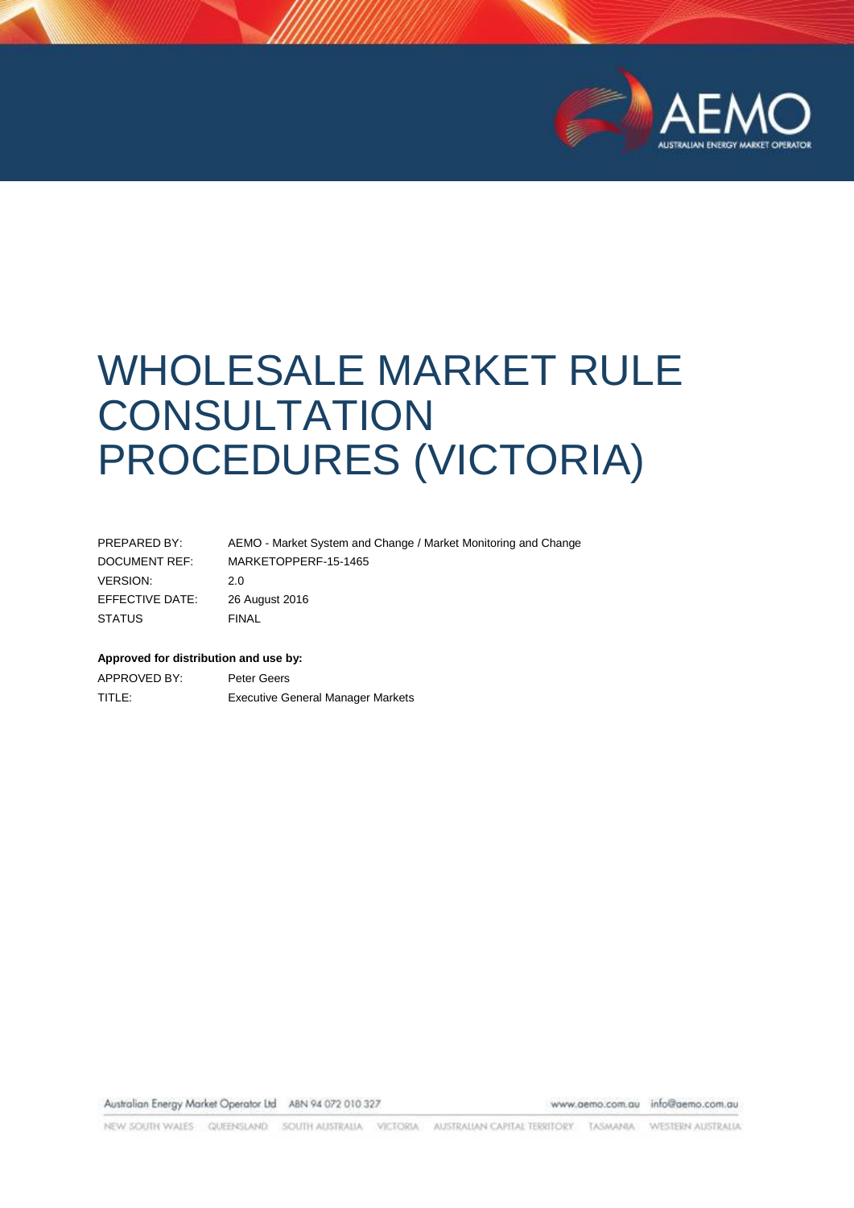# WHOLESALE MARKET RULE CONSULTATION PROCEDURES (VICTORIA)

| | |
|---|---|
| PREPARED BY: | AEMO - Market System and Change / Market Monitoring and Change |
| DOCUMENT REF: | MARKETOPPERF-15-1465 |
| VERSION: | 2.0 |
| EFFECTIVE DATE: | 26 August 2016 |
| STATUS | FINAL |

**Approved for distribution and use by:**

| | |
|---|---|
| APPROVED BY: | Peter Geers |
| TITLE: | Executive General Manager Markets |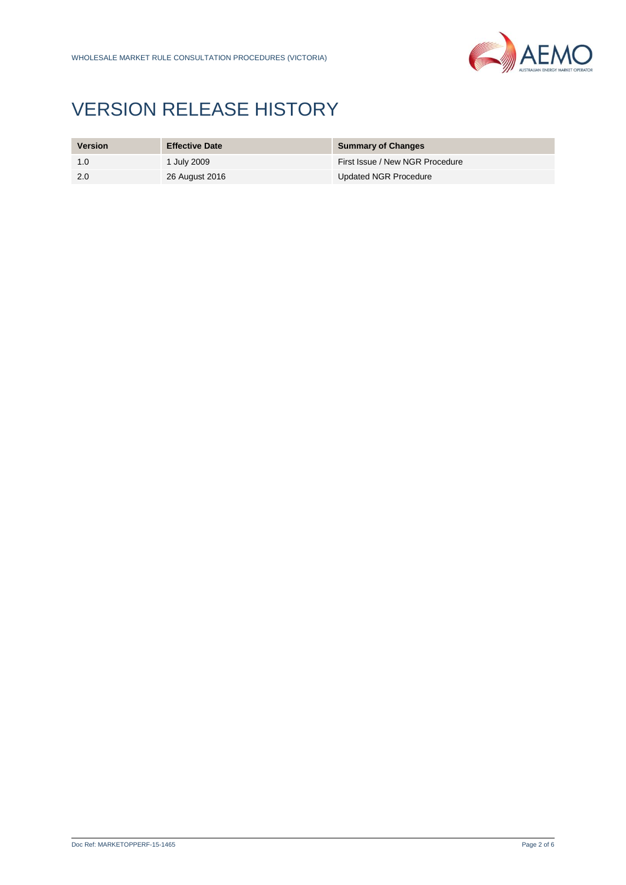# VERSION RELEASE HISTORY

| Version | Effective Date | Summary of Changes |
|---|---|---|
| 1.0 | 1 July 2009 | First Issue / New NGR Procedure |
| 2.0 | 26 August 2016 | Updated NGR Procedure |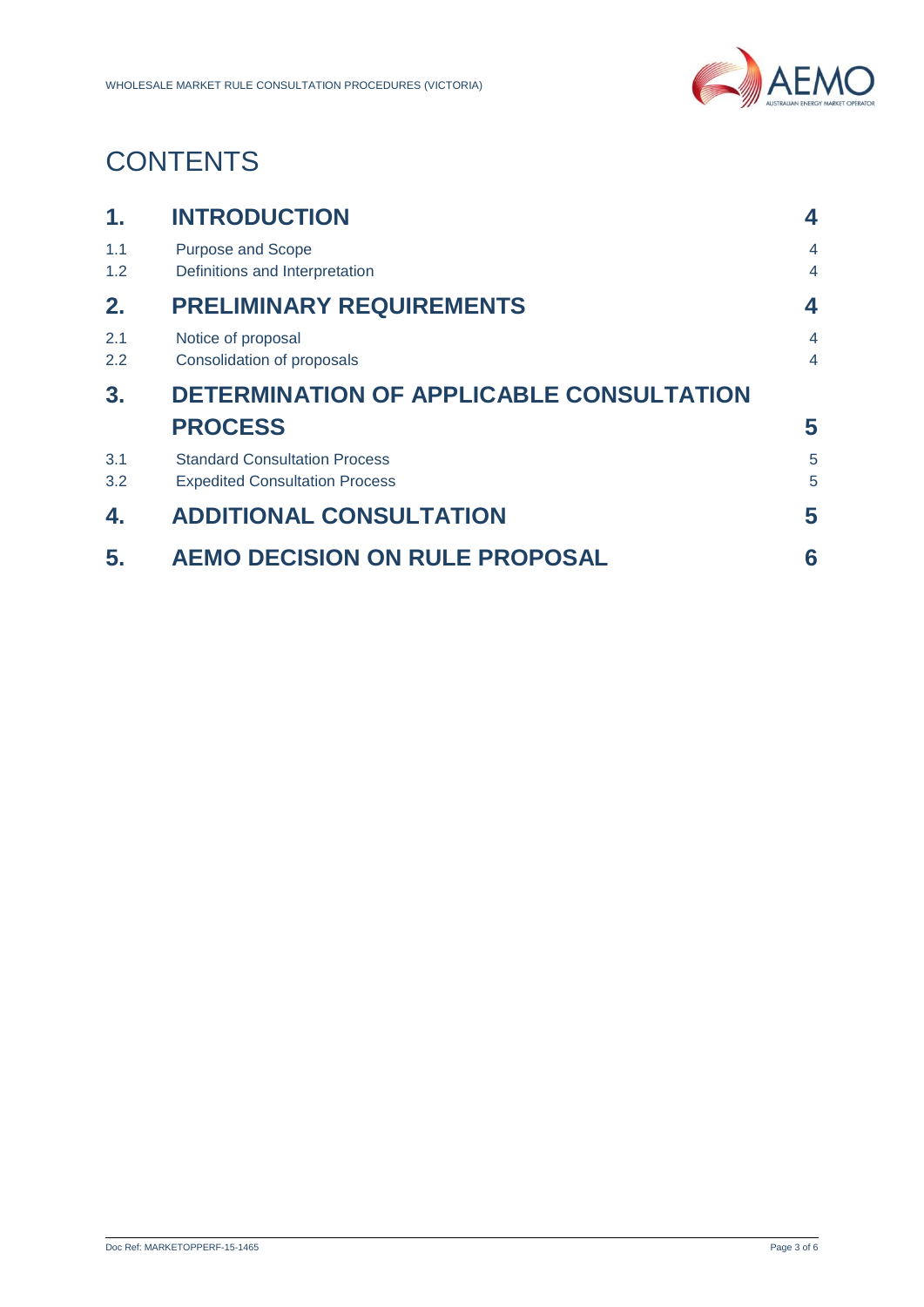# CONTENTS

| | | |
|---|---|---|
| **1.** | **INTRODUCTION** | **4** |
| 1.1 | Purpose and Scope | 4 |
| 1.2 | Definitions and Interpretation | 4 |
| **2.** | **PRELIMINARY REQUIREMENTS** | **4** |
| 2.1 | Notice of proposal | 4 |
| 2.2 | Consolidation of proposals | 4 |
| **3.** | **DETERMINATION OF APPLICABLE CONSULTATION PROCESS** | **5** |
| 3.1 | Standard Consultation Process | 5 |
| 3.2 | Expedited Consultation Process | 5 |
| **4.** | **ADDITIONAL CONSULTATION** | **5** |
| **5.** | **AEMO DECISION ON RULE PROPOSAL** | **6** |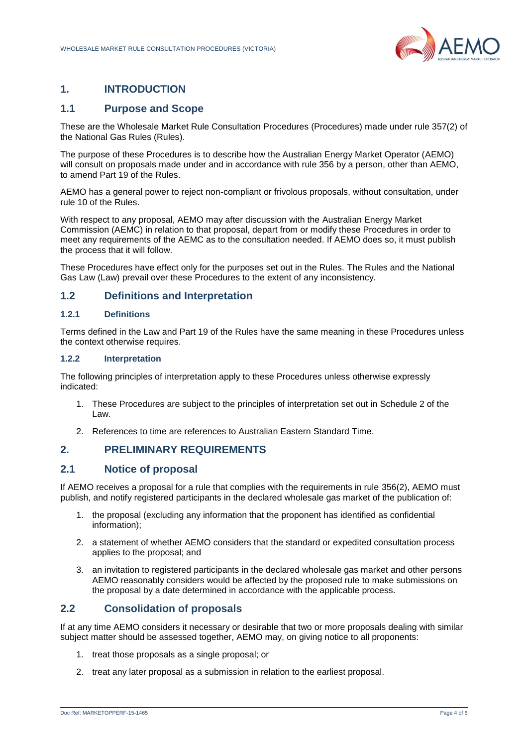# 1. INTRODUCTION

## 1.1 Purpose and Scope

These are the Wholesale Market Rule Consultation Procedures (Procedures) made under rule 357(2) of the National Gas Rules (Rules).

The purpose of these Procedures is to describe how the Australian Energy Market Operator (AEMO) will consult on proposals made under and in accordance with rule 356 by a person, other than AEMO, to amend Part 19 of the Rules.

AEMO has a general power to reject non-compliant or frivolous proposals, without consultation, under rule 10 of the Rules.

With respect to any proposal, AEMO may after discussion with the Australian Energy Market Commission (AEMC) in relation to that proposal, depart from or modify these Procedures in order to meet any requirements of the AEMC as to the consultation needed. If AEMO does so, it must publish the process that it will follow.

These Procedures have effect only for the purposes set out in the Rules. The Rules and the National Gas Law (Law) prevail over these Procedures to the extent of any inconsistency.

## 1.2 Definitions and Interpretation

### 1.2.1 Definitions

Terms defined in the Law and Part 19 of the Rules have the same meaning in these Procedures unless the context otherwise requires.

### 1.2.2 Interpretation

The following principles of interpretation apply to these Procedures unless otherwise expressly indicated:

1. These Procedures are subject to the principles of interpretation set out in Schedule 2 of the Law.
2. References to time are references to Australian Eastern Standard Time.

# 2. PRELIMINARY REQUIREMENTS

## 2.1 Notice of proposal

If AEMO receives a proposal for a rule that complies with the requirements in rule 356(2), AEMO must publish, and notify registered participants in the declared wholesale gas market of the publication of:

1. the proposal (excluding any information that the proponent has identified as confidential information);
2. a statement of whether AEMO considers that the standard or expedited consultation process applies to the proposal; and
3. an invitation to registered participants in the declared wholesale gas market and other persons AEMO reasonably considers would be affected by the proposed rule to make submissions on the proposal by a date determined in accordance with the applicable process.

## 2.2 Consolidation of proposals

If at any time AEMO considers it necessary or desirable that two or more proposals dealing with similar subject matter should be assessed together, AEMO may, on giving notice to all proponents:

1. treat those proposals as a single proposal; or
2. treat any later proposal as a submission in relation to the earliest proposal.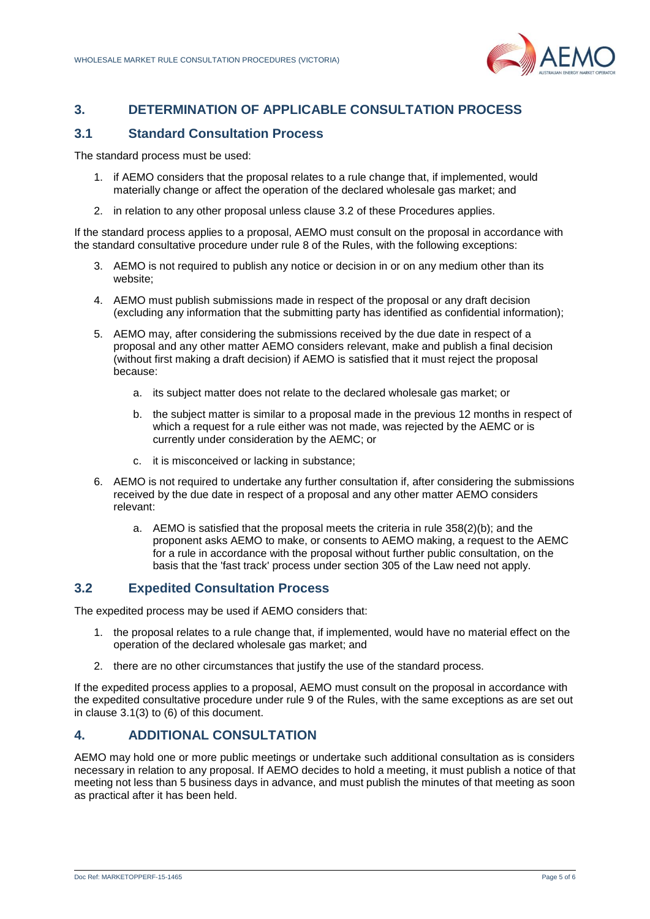## 3. DETERMINATION OF APPLICABLE CONSULTATION PROCESS

### 3.1 Standard Consultation Process

The standard process must be used:

1. if AEMO considers that the proposal relates to a rule change that, if implemented, would materially change or affect the operation of the declared wholesale gas market; and
2. in relation to any other proposal unless clause 3.2 of these Procedures applies.

If the standard process applies to a proposal, AEMO must consult on the proposal in accordance with the standard consultative procedure under rule 8 of the Rules, with the following exceptions:

3. AEMO is not required to publish any notice or decision in or on any medium other than its website;
4. AEMO must publish submissions made in respect of the proposal or any draft decision (excluding any information that the submitting party has identified as confidential information);
5. AEMO may, after considering the submissions received by the due date in respect of a proposal and any other matter AEMO considers relevant, make and publish a final decision (without first making a draft decision) if AEMO is satisfied that it must reject the proposal because:
   a. its subject matter does not relate to the declared wholesale gas market; or
   b. the subject matter is similar to a proposal made in the previous 12 months in respect of which a request for a rule either was not made, was rejected by the AEMC or is currently under consideration by the AEMC; or
   c. it is misconceived or lacking in substance;
6. AEMO is not required to undertake any further consultation if, after considering the submissions received by the due date in respect of a proposal and any other matter AEMO considers relevant:
   a. AEMO is satisfied that the proposal meets the criteria in rule 358(2)(b); and the proponent asks AEMO to make, or consents to AEMO making, a request to the AEMC for a rule in accordance with the proposal without further public consultation, on the basis that the 'fast track' process under section 305 of the Law need not apply.

### 3.2 Expedited Consultation Process

The expedited process may be used if AEMO considers that:

1. the proposal relates to a rule change that, if implemented, would have no material effect on the operation of the declared wholesale gas market; and
2. there are no other circumstances that justify the use of the standard process.

If the expedited process applies to a proposal, AEMO must consult on the proposal in accordance with the expedited consultative procedure under rule 9 of the Rules, with the same exceptions as are set out in clause 3.1(3) to (6) of this document.

## 4. ADDITIONAL CONSULTATION

AEMO may hold one or more public meetings or undertake such additional consultation as is considers necessary in relation to any proposal. If AEMO decides to hold a meeting, it must publish a notice of that meeting not less than 5 business days in advance, and must publish the minutes of that meeting as soon as practical after it has been held.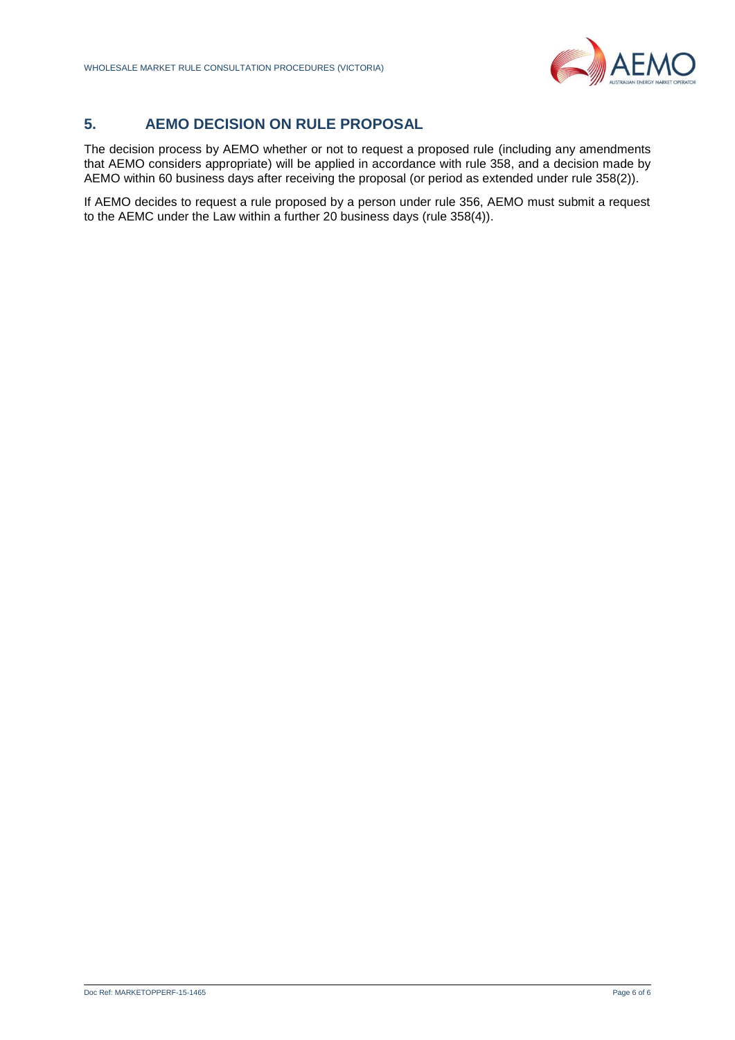## 5. AEMO DECISION ON RULE PROPOSAL

The decision process by AEMO whether or not to request a proposed rule (including any amendments that AEMO considers appropriate) will be applied in accordance with rule 358, and a decision made by AEMO within 60 business days after receiving the proposal (or period as extended under rule 358(2)).

If AEMO decides to request a rule proposed by a person under rule 356, AEMO must submit a request to the AEMC under the Law within a further 20 business days (rule 358(4)).